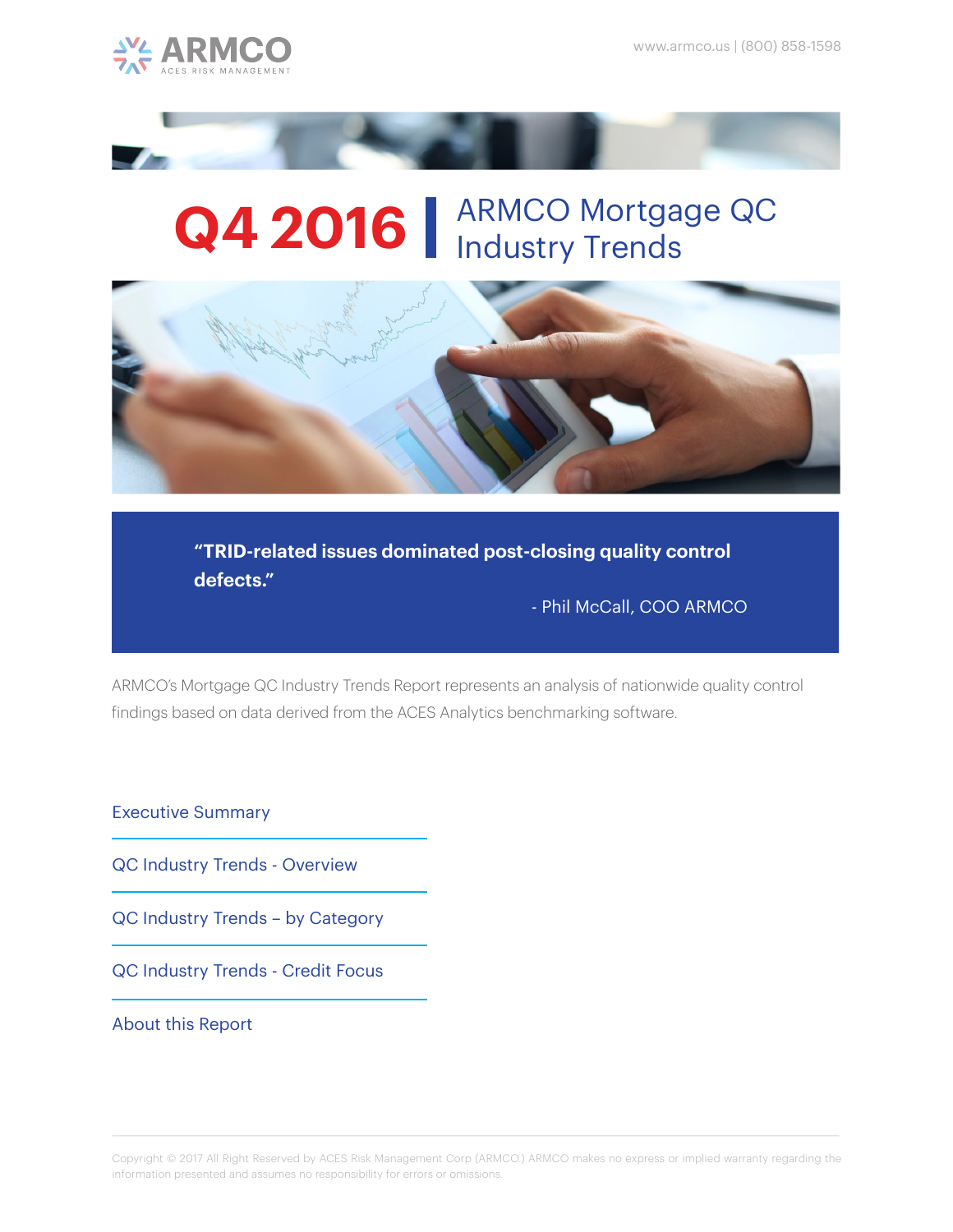ARMCO
ACES RISK MANAGEMENT

www.armco.us | (800) 858-1598

# Q4 2016 | ARMCO Mortgage QC Industry Trends

> **"TRID-related issues dominated post-closing quality control defects."**
>
> \- Phil McCall, COO ARMCO

ARMCO's Mortgage QC Industry Trends Report represents an analysis of nationwide quality control findings based on data derived from the ACES Analytics benchmarking software.

- Executive Summary
- QC Industry Trends - Overview
- QC Industry Trends – by Category
- QC Industry Trends - Credit Focus
- About this Report

Copyright © 2017 All Right Reserved by ACES Risk Management Corp (ARMCO.) ARMCO makes no express or implied warranty regarding the information presented and assumes no responsibility for errors or omissions.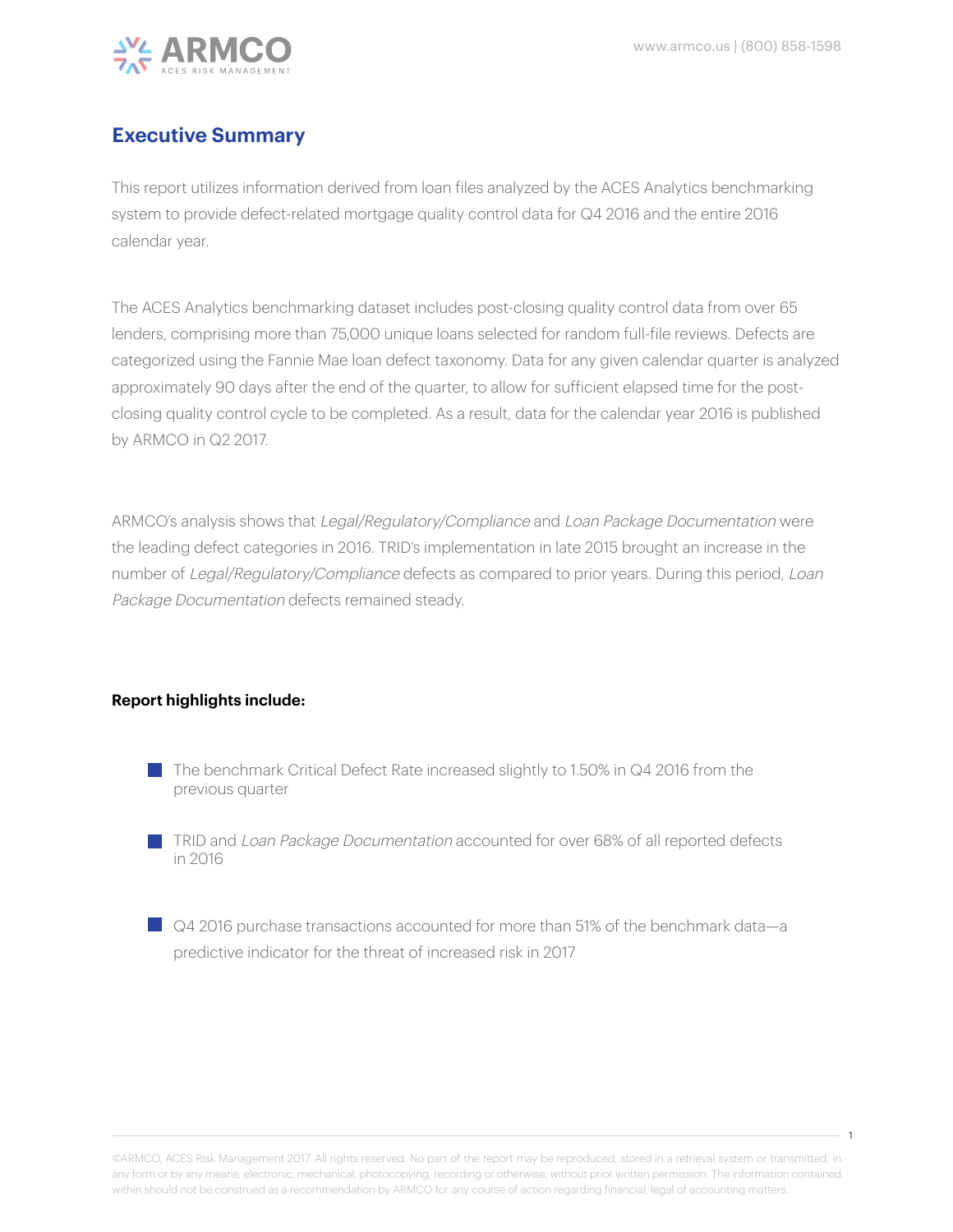## Executive Summary

This report utilizes information derived from loan files analyzed by the ACES Analytics benchmarking system to provide defect-related mortgage quality control data for Q4 2016 and the entire 2016 calendar year.

The ACES Analytics benchmarking dataset includes post-closing quality control data from over 65 lenders, comprising more than 75,000 unique loans selected for random full-file reviews. Defects are categorized using the Fannie Mae loan defect taxonomy. Data for any given calendar quarter is analyzed approximately 90 days after the end of the quarter, to allow for sufficient elapsed time for the post-closing quality control cycle to be completed. As a result, data for the calendar year 2016 is published by ARMCO in Q2 2017.

ARMCO's analysis shows that *Legal/Regulatory/Compliance* and *Loan Package Documentation* were the leading defect categories in 2016. TRID's implementation in late 2015 brought an increase in the number of *Legal/Regulatory/Compliance* defects as compared to prior years. During this period, *Loan Package Documentation* defects remained steady.

**Report highlights include:**

- The benchmark Critical Defect Rate increased slightly to 1.50% in Q4 2016 from the previous quarter
- TRID and *Loan Package Documentation* accounted for over 68% of all reported defects in 2016
- Q4 2016 purchase transactions accounted for more than 51% of the benchmark data—a predictive indicator for the threat of increased risk in 2017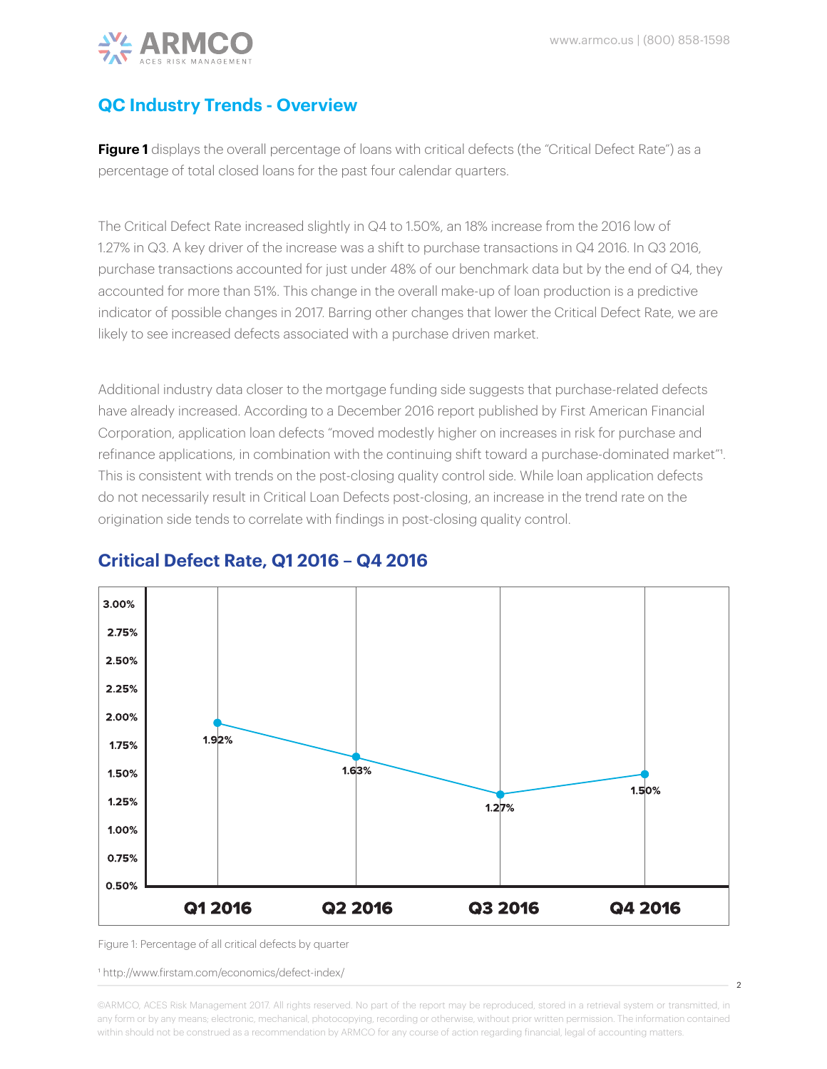## QC Industry Trends - Overview

**Figure 1** displays the overall percentage of loans with critical defects (the "Critical Defect Rate") as a percentage of total closed loans for the past four calendar quarters.

The Critical Defect Rate increased slightly in Q4 to 1.50%, an 18% increase from the 2016 low of 1.27% in Q3. A key driver of the increase was a shift to purchase transactions in Q4 2016. In Q3 2016, purchase transactions accounted for just under 48% of our benchmark data but by the end of Q4, they accounted for more than 51%. This change in the overall make-up of loan production is a predictive indicator of possible changes in 2017. Barring other changes that lower the Critical Defect Rate, we are likely to see increased defects associated with a purchase driven market.

Additional industry data closer to the mortgage funding side suggests that purchase-related defects have already increased. According to a December 2016 report published by First American Financial Corporation, application loan defects "moved modestly higher on increases in risk for purchase and refinance applications, in combination with the continuing shift toward a purchase-dominated market"[1]. This is consistent with trends on the post-closing quality control side. While loan application defects do not necessarily result in Critical Loan Defects post-closing, an increase in the trend rate on the origination side tends to correlate with findings in post-closing quality control.

## Critical Defect Rate, Q1 2016 – Q4 2016

| Quarter | Critical Defect Rate |
|---|---|
| Q1 2016 | 1.92% |
| Q2 2016 | 1.63% |
| Q3 2016 | 1.27% |
| Q4 2016 | 1.50% |

Figure 1: Percentage of all critical defects by quarter

[1] http://www.firstam.com/economics/defect-index/

©ARMCO, ACES Risk Management 2017. All rights reserved. No part of the report may be reproduced, stored in a retrieval system or transmitted, in any form or by any means; electronic, mechanical, photocopying, recording or otherwise, without prior written permission. The information contained within should not be construed as a recommendation by ARMCO for any course of action regarding financial, legal of accounting matters.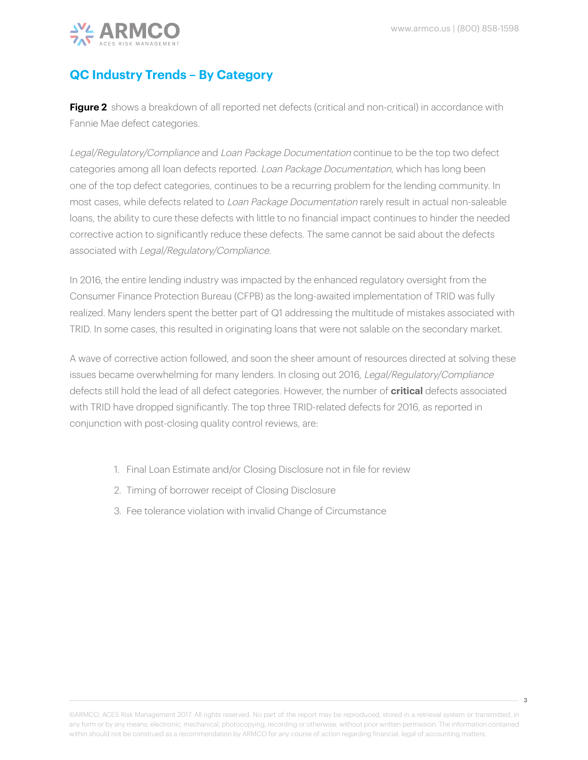## QC Industry Trends – By Category

**Figure 2** shows a breakdown of all reported net defects (critical and non-critical) in accordance with Fannie Mae defect categories.

*Legal/Regulatory/Compliance* and *Loan Package Documentation* continue to be the top two defect categories among all loan defects reported. *Loan Package Documentation*, which has long been one of the top defect categories, continues to be a recurring problem for the lending community. In most cases, while defects related to *Loan Package Documentation* rarely result in actual non-saleable loans, the ability to cure these defects with little to no financial impact continues to hinder the needed corrective action to significantly reduce these defects. The same cannot be said about the defects associated with *Legal/Regulatory/Compliance*.

In 2016, the entire lending industry was impacted by the enhanced regulatory oversight from the Consumer Finance Protection Bureau (CFPB) as the long-awaited implementation of TRID was fully realized. Many lenders spent the better part of Q1 addressing the multitude of mistakes associated with TRID. In some cases, this resulted in originating loans that were not salable on the secondary market.

A wave of corrective action followed, and soon the sheer amount of resources directed at solving these issues became overwhelming for many lenders. In closing out 2016, *Legal/Regulatory/Compliance* defects still hold the lead of all defect categories. However, the number of **critical** defects associated with TRID have dropped significantly. The top three TRID-related defects for 2016, as reported in conjunction with post-closing quality control reviews, are:

1. Final Loan Estimate and/or Closing Disclosure not in file for review
2. Timing of borrower receipt of Closing Disclosure
3. Fee tolerance violation with invalid Change of Circumstance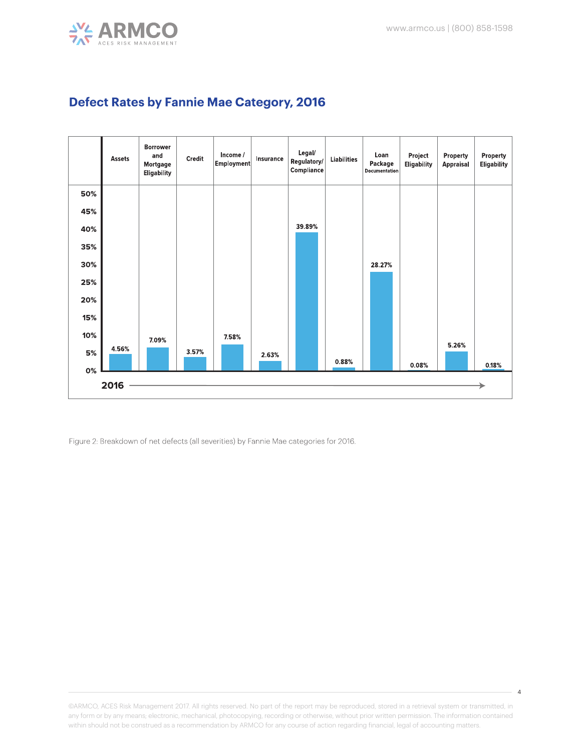## Defect Rates by Fannie Mae Category, 2016

| Assets | Borrower and Mortgage Eligability | Credit | Income / Employment | Insurance | Legal/ Regulatory/ Compliance | Liabilities | Loan Package Documentation | Project Eligability | Property Appraisal | Property Eligability |
|---|---|---|---|---|---|---|---|---|---|---|
| 4.56% | 7.09% | 3.57% | 7.58% | 2.63% | 39.89% | 0.88% | 28.27% | 0.08% | 5.26% | 0.18% |

Figure 2: Breakdown of net defects (all severities) by Fannie Mae categories for 2016.

©ARMCO, ACES Risk Management 2017. All rights reserved. No part of the report may be reproduced, stored in a retrieval system or transmitted, in any form or by any means; electronic, mechanical, photocopying, recording or otherwise, without prior written permission. The information contained within should not be construed as a recommendation by ARMCO for any course of action regarding financial, legal of accounting matters.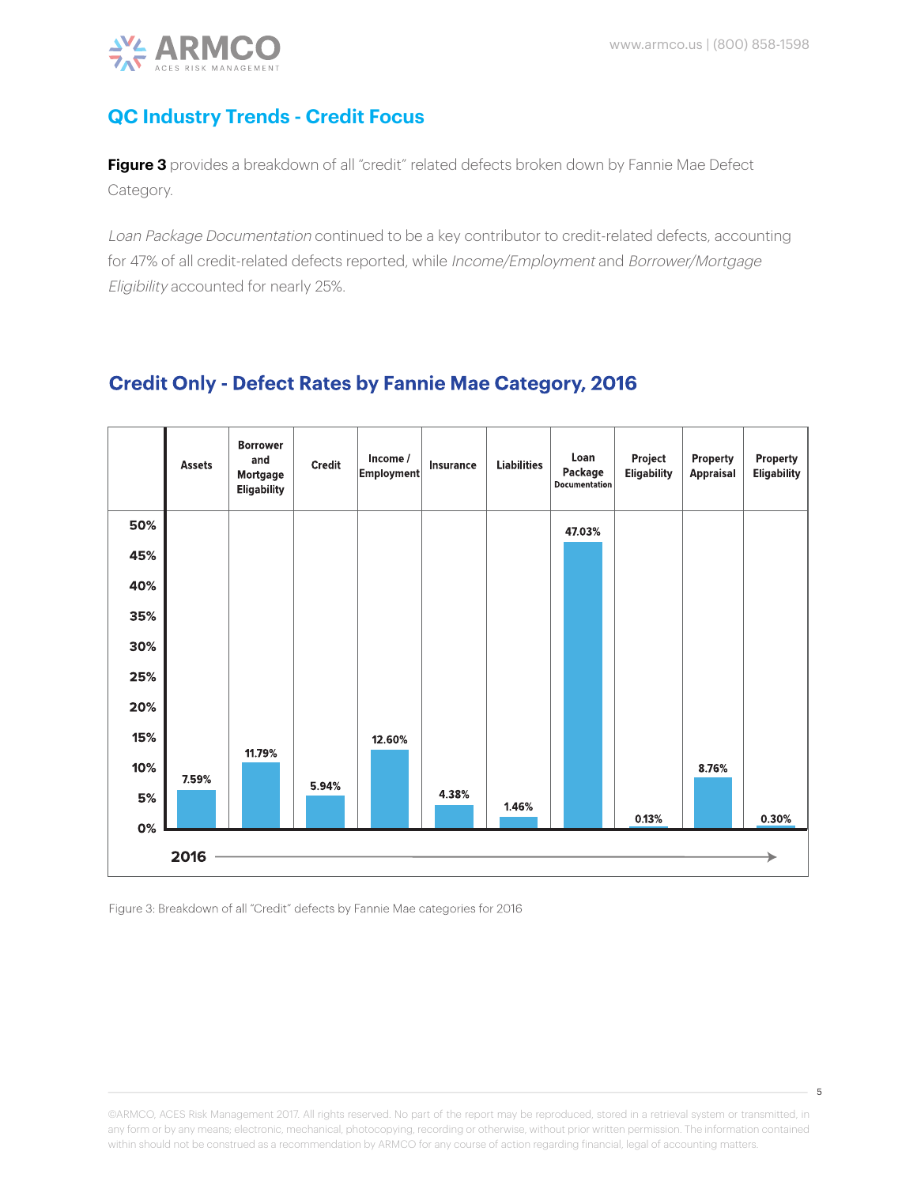## QC Industry Trends - Credit Focus

**Figure 3** provides a breakdown of all "credit" related defects broken down by Fannie Mae Defect Category.

*Loan Package Documentation* continued to be a key contributor to credit-related defects, accounting for 47% of all credit-related defects reported, while *Income/Employment* and *Borrower/Mortgage Eligibility* accounted for nearly 25%.

### Credit Only - Defect Rates by Fannie Mae Category, 2016

| | Assets | Borrower and Mortgage Eligability | Credit | Income / Employment | Insurance | Liabilities | Loan Package Documentation | Project Eligability | Property Appraisal | Property Eligability |
|---|---|---|---|---|---|---|---|---|---|---|
| 2016 | 7.59% | 11.79% | 5.94% | 12.60% | 4.38% | 1.46% | 47.03% | 0.13% | 8.76% | 0.30% |

Figure 3: Breakdown of all "Credit" defects by Fannie Mae categories for 2016

©ARMCO, ACES Risk Management 2017. All rights reserved. No part of the report may be reproduced, stored in a retrieval system or transmitted, in any form or by any means; electronic, mechanical, photocopying, recording or otherwise, without prior written permission. The information contained within should not be construed as a recommendation by ARMCO for any course of action regarding financial, legal of accounting matters.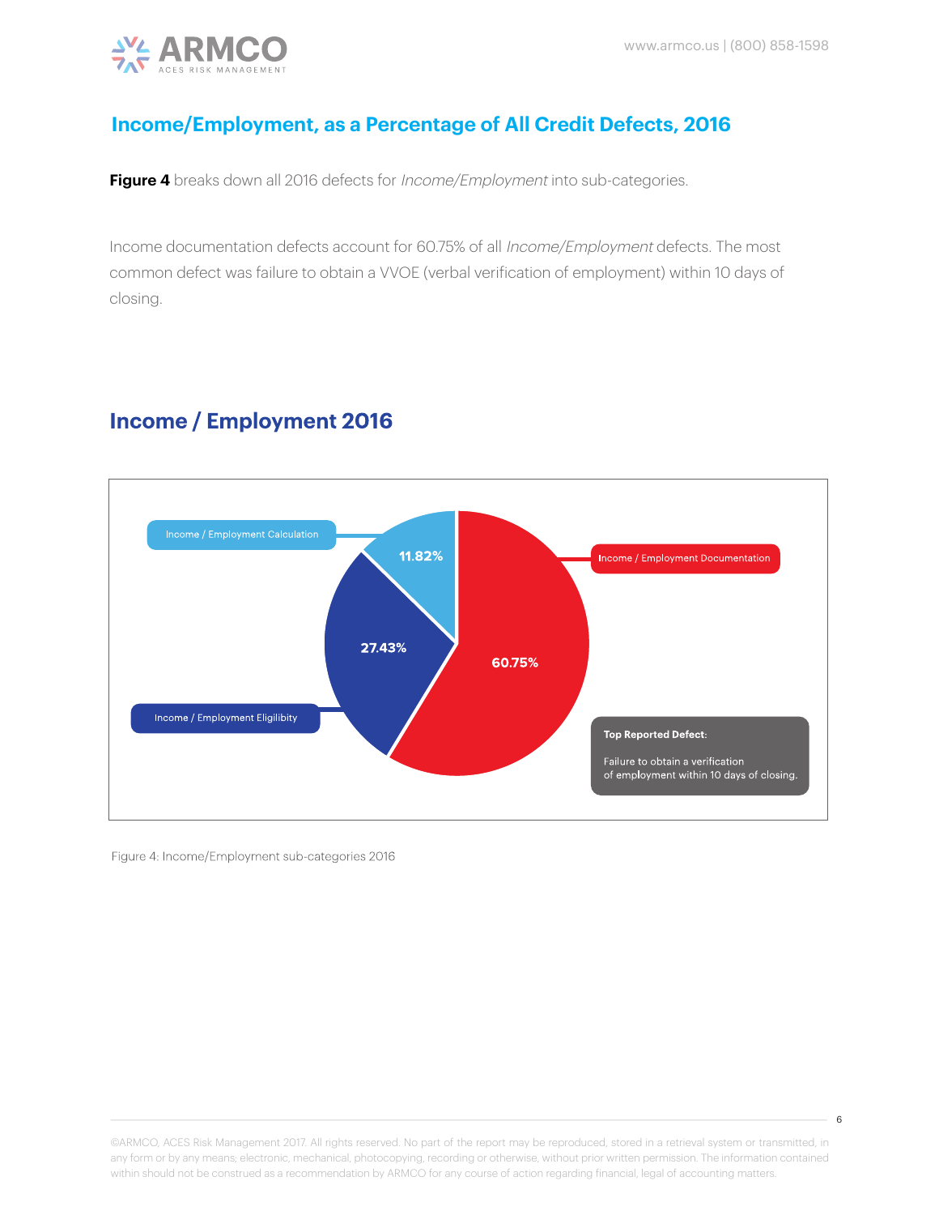## Income/Employment, as a Percentage of All Credit Defects, 2016

**Figure 4** breaks down all 2016 defects for *Income/Employment* into sub-categories.

Income documentation defects account for 60.75% of all *Income/Employment* defects. The most common defect was failure to obtain a VVOE (verbal verification of employment) within 10 days of closing.

## Income / Employment 2016

Income / Employment Calculation 11.82%

Income / Employment Eligilibity 27.43%

Income / Employment Documentation 60.75%

**Top Reported Defect:**

Failure to obtain a verification of employment within 10 days of closing.

Figure 4: Income/Employment sub-categories 2016

©ARMCO, ACES Risk Management 2017. All rights reserved. No part of the report may be reproduced, stored in a retrieval system or transmitted, in any form or by any means; electronic, mechanical, photocopying, recording or otherwise, without prior written permission. The information contained within should not be construed as a recommendation by ARMCO for any course of action regarding financial, legal of accounting matters.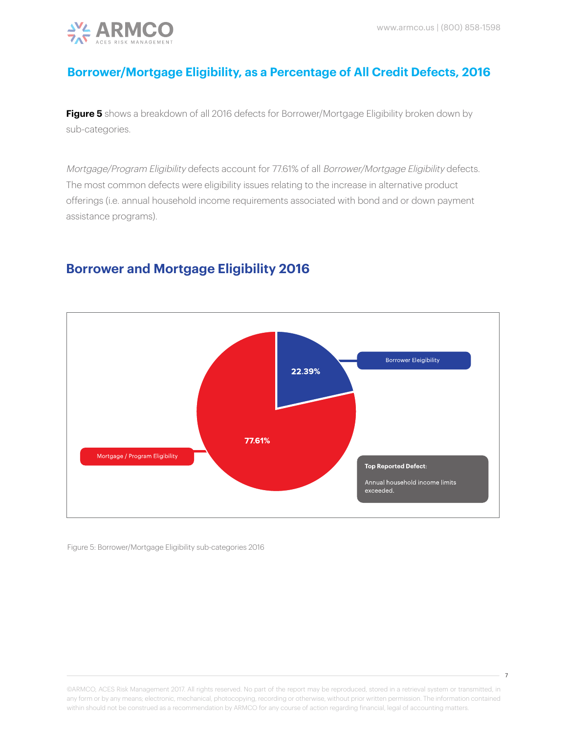## Borrower/Mortgage Eligibility, as a Percentage of All Credit Defects, 2016

**Figure 5** shows a breakdown of all 2016 defects for Borrower/Mortgage Eligibility broken down by sub-categories.

*Mortgage/Program Eligibility* defects account for 77.61% of all *Borrower/Mortgage Eligibility* defects. The most common defects were eligibility issues relating to the increase in alternative product offerings (i.e. annual household income requirements associated with bond and or down payment assistance programs).

## Borrower and Mortgage Eligibility 2016

Borrower Eleigibility 22.39%

Mortgage / Program Eligibility 77.61%

**Top Reported Defect:**

Annual household income limits exceeded.

Figure 5: Borrower/Mortgage Eligibility sub-categories 2016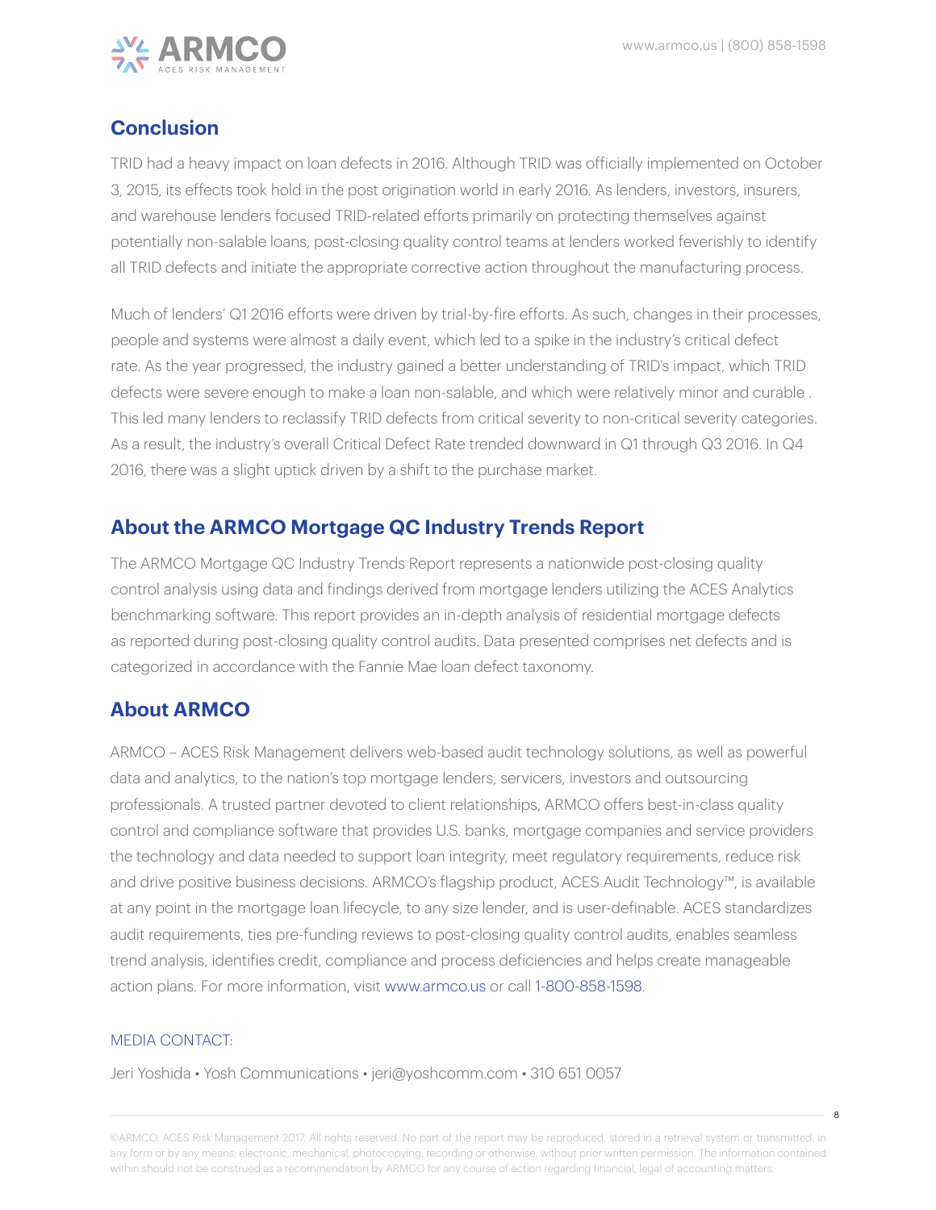## Conclusion

TRID had a heavy impact on loan defects in 2016. Although TRID was officially implemented on October 3, 2015, its effects took hold in the post origination world in early 2016. As lenders, investors, insurers, and warehouse lenders focused TRID-related efforts primarily on protecting themselves against potentially non-salable loans, post-closing quality control teams at lenders worked feverishly to identify all TRID defects and initiate the appropriate corrective action throughout the manufacturing process.

Much of lenders' Q1 2016 efforts were driven by trial-by-fire efforts. As such, changes in their processes, people and systems were almost a daily event, which led to a spike in the industry's critical defect rate. As the year progressed, the industry gained a better understanding of TRID's impact, which TRID defects were severe enough to make a loan non-salable, and which were relatively minor and curable . This led many lenders to reclassify TRID defects from critical severity to non-critical severity categories. As a result, the industry's overall Critical Defect Rate trended downward in Q1 through Q3 2016. In Q4 2016, there was a slight uptick driven by a shift to the purchase market.

## About the ARMCO Mortgage QC Industry Trends Report

The ARMCO Mortgage QC Industry Trends Report represents a nationwide post-closing quality control analysis using data and findings derived from mortgage lenders utilizing the ACES Analytics benchmarking software. This report provides an in-depth analysis of residential mortgage defects as reported during post-closing quality control audits. Data presented comprises net defects and is categorized in accordance with the Fannie Mae loan defect taxonomy.

## About ARMCO

ARMCO – ACES Risk Management delivers web-based audit technology solutions, as well as powerful data and analytics, to the nation's top mortgage lenders, servicers, investors and outsourcing professionals. A trusted partner devoted to client relationships, ARMCO offers best-in-class quality control and compliance software that provides U.S. banks, mortgage companies and service providers the technology and data needed to support loan integrity, meet regulatory requirements, reduce risk and drive positive business decisions. ARMCO's flagship product, ACES Audit Technology™, is available at any point in the mortgage loan lifecycle, to any size lender, and is user-definable. ACES standardizes audit requirements, ties pre-funding reviews to post-closing quality control audits, enables seamless trend analysis, identifies credit, compliance and process deficiencies and helps create manageable action plans. For more information, visit www.armco.us or call 1-800-858-1598.

MEDIA CONTACT:

Jeri Yoshida • Yosh Communications • jeri@yoshcomm.com • 310 651 0057

©ARMCO, ACES Risk Management 2017. All rights reserved. No part of the report may be reproduced, stored in a retrieval system or transmitted, in any form or by any means; electronic, mechanical, photocopying, recording or otherwise, without prior written permission. The information contained within should not be construed as a recommendation by ARMCO for any course of action regarding financial, legal of accounting matters.